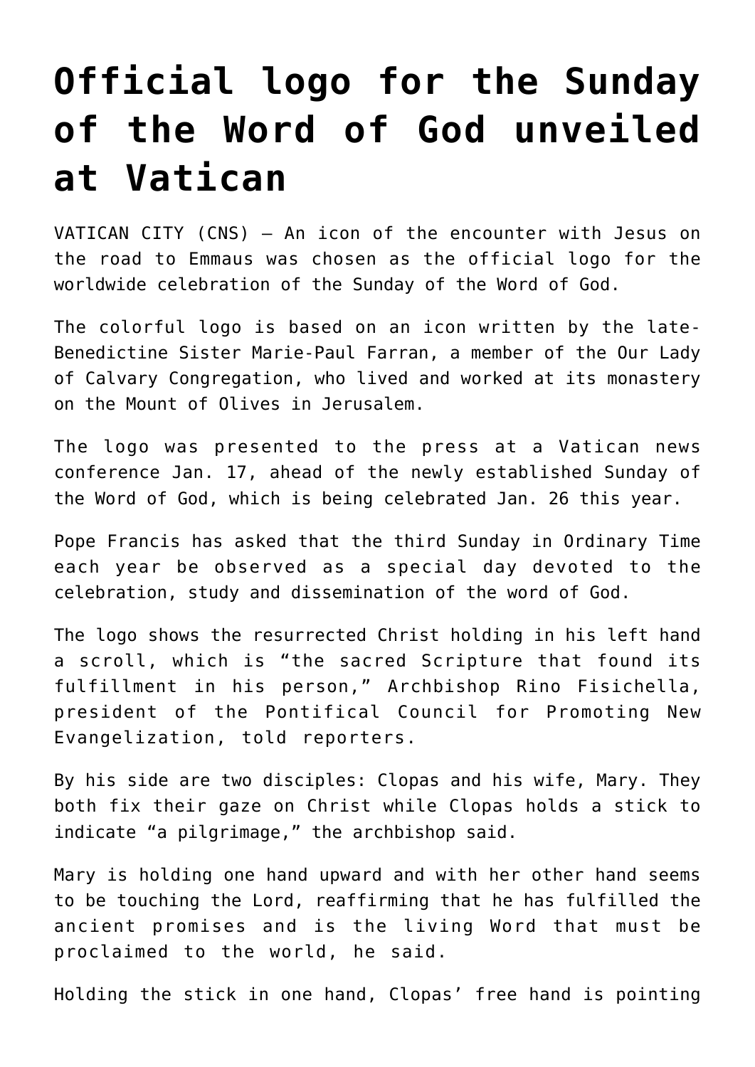# Official logo for the Sunday of the Word of God unveiled at Vatican

VATICAN CITY (CNS) — An icon of the encounter with Jesus on the road to Emmaus was chosen as the official logo for the worldwide celebration of the Sunday of the Word of God.

The colorful logo is based on an icon written by the late-Benedictine Sister Marie-Paul Farran, a member of the Our Lady of Calvary Congregation, who lived and worked at its monastery on the Mount of Olives in Jerusalem.

The logo was presented to the press at a Vatican news conference Jan. 17, ahead of the newly established Sunday of the Word of God, which is being celebrated Jan. 26 this year.

Pope Francis has asked that the third Sunday in Ordinary Time each year be observed as a special day devoted to the celebration, study and dissemination of the word of God.

The logo shows the resurrected Christ holding in his left hand a scroll, which is "the sacred Scripture that found its fulfillment in his person," Archbishop Rino Fisichella, president of the Pontifical Council for Promoting New Evangelization, told reporters.

By his side are two disciples: Clopas and his wife, Mary. They both fix their gaze on Christ while Clopas holds a stick to indicate "a pilgrimage," the archbishop said.

Mary is holding one hand upward and with her other hand seems to be touching the Lord, reaffirming that he has fulfilled the ancient promises and is the living Word that must be proclaimed to the world, he said.

Holding the stick in one hand, Clopas' free hand is pointing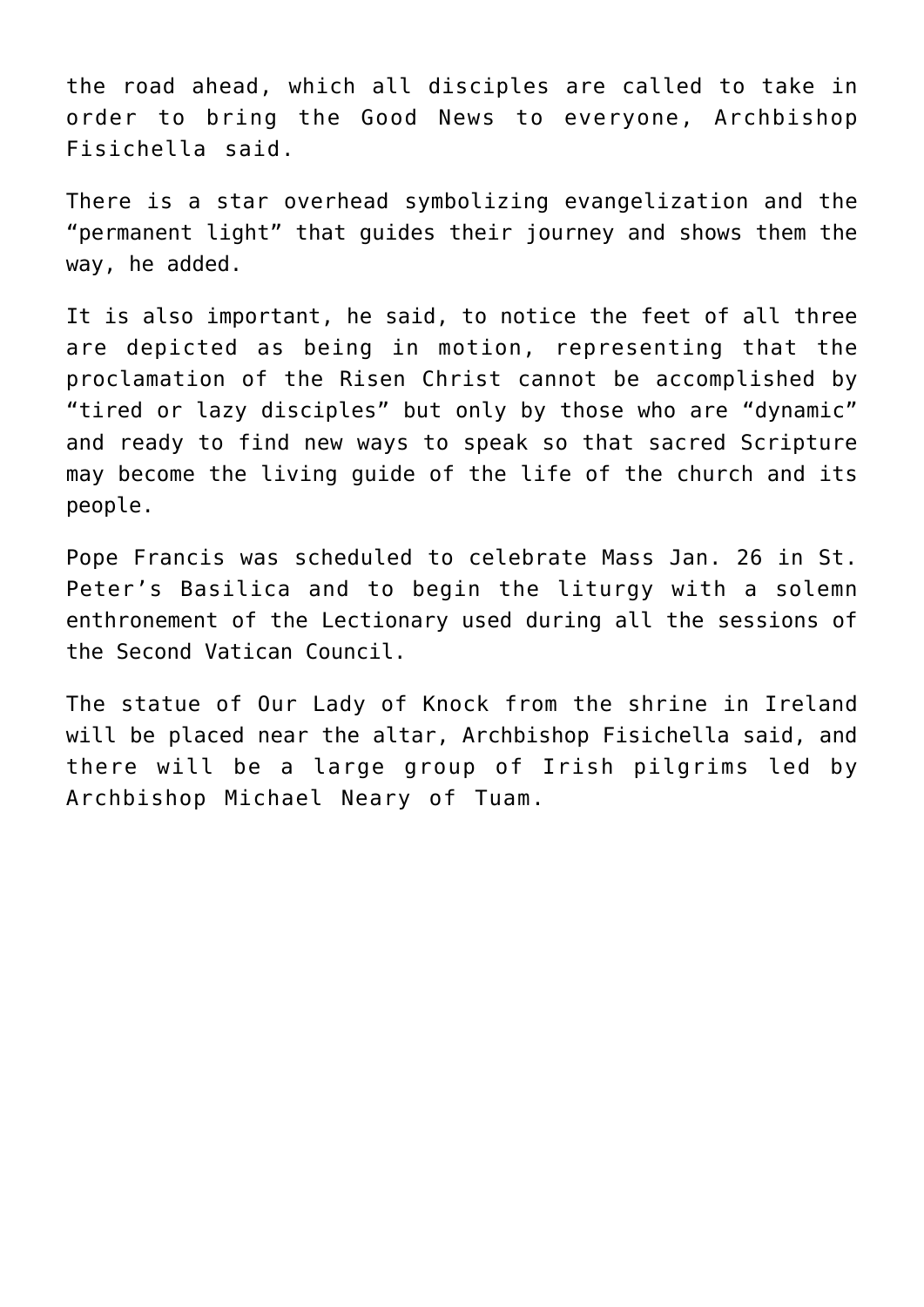the road ahead, which all disciples are called to take in order to bring the Good News to everyone, Archbishop Fisichella said.

There is a star overhead symbolizing evangelization and the "permanent light" that guides their journey and shows them the way, he added.

It is also important, he said, to notice the feet of all three are depicted as being in motion, representing that the proclamation of the Risen Christ cannot be accomplished by "tired or lazy disciples" but only by those who are "dynamic" and ready to find new ways to speak so that sacred Scripture may become the living guide of the life of the church and its people.

Pope Francis was scheduled to celebrate Mass Jan. 26 in St. Peter's Basilica and to begin the liturgy with a solemn enthronement of the Lectionary used during all the sessions of the Second Vatican Council.

The statue of Our Lady of Knock from the shrine in Ireland will be placed near the altar, Archbishop Fisichella said, and there will be a large group of Irish pilgrims led by Archbishop Michael Neary of Tuam.